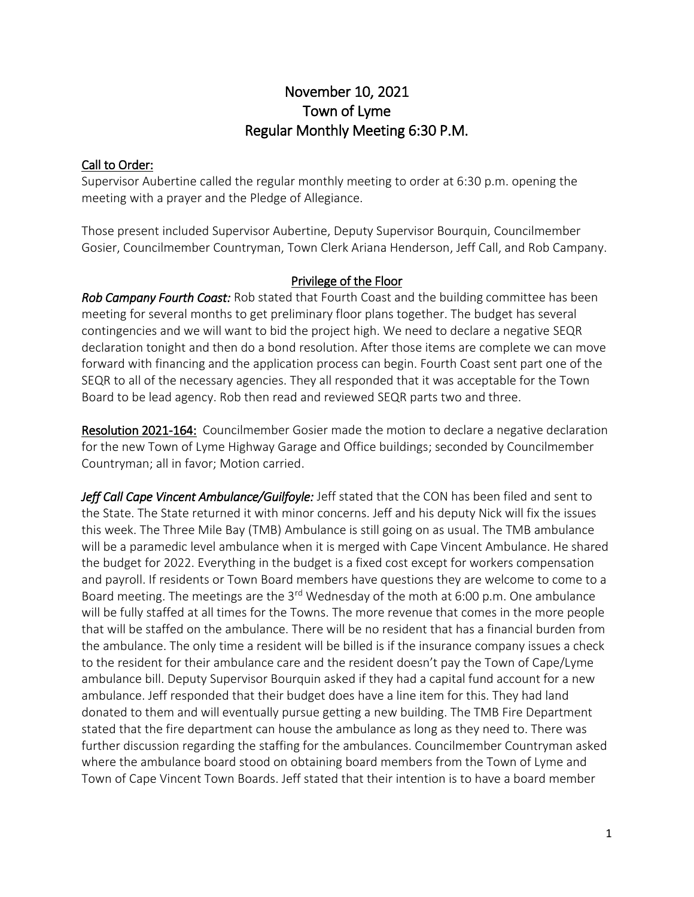# November 10, 2021
# Town of Lyme
# Regular Monthly Meeting 6:30 P.M.

## Call to Order:

Supervisor Aubertine called the regular monthly meeting to order at 6:30 p.m. opening the meeting with a prayer and the Pledge of Allegiance.

Those present included Supervisor Aubertine, Deputy Supervisor Bourquin, Councilmember Gosier, Councilmember Countryman, Town Clerk Ariana Henderson, Jeff Call, and Rob Campany.

## Privilege of the Floor

***Rob Campany Fourth Coast:*** Rob stated that Fourth Coast and the building committee has been meeting for several months to get preliminary floor plans together. The budget has several contingencies and we will want to bid the project high. We need to declare a negative SEQR declaration tonight and then do a bond resolution. After those items are complete we can move forward with financing and the application process can begin. Fourth Coast sent part one of the SEQR to all of the necessary agencies. They all responded that it was acceptable for the Town Board to be lead agency. Rob then read and reviewed SEQR parts two and three.

**Resolution 2021-164:** Councilmember Gosier made the motion to declare a negative declaration for the new Town of Lyme Highway Garage and Office buildings; seconded by Councilmember Countryman; all in favor; Motion carried.

***Jeff Call Cape Vincent Ambulance/Guilfoyle:*** Jeff stated that the CON has been filed and sent to the State. The State returned it with minor concerns. Jeff and his deputy Nick will fix the issues this week. The Three Mile Bay (TMB) Ambulance is still going on as usual. The TMB ambulance will be a paramedic level ambulance when it is merged with Cape Vincent Ambulance. He shared the budget for 2022. Everything in the budget is a fixed cost except for workers compensation and payroll. If residents or Town Board members have questions they are welcome to come to a Board meeting. The meetings are the 3rd Wednesday of the moth at 6:00 p.m. One ambulance will be fully staffed at all times for the Towns. The more revenue that comes in the more people that will be staffed on the ambulance. There will be no resident that has a financial burden from the ambulance. The only time a resident will be billed is if the insurance company issues a check to the resident for their ambulance care and the resident doesn't pay the Town of Cape/Lyme ambulance bill. Deputy Supervisor Bourquin asked if they had a capital fund account for a new ambulance. Jeff responded that their budget does have a line item for this. They had land donated to them and will eventually pursue getting a new building. The TMB Fire Department stated that the fire department can house the ambulance as long as they need to. There was further discussion regarding the staffing for the ambulances. Councilmember Countryman asked where the ambulance board stood on obtaining board members from the Town of Lyme and Town of Cape Vincent Town Boards. Jeff stated that their intention is to have a board member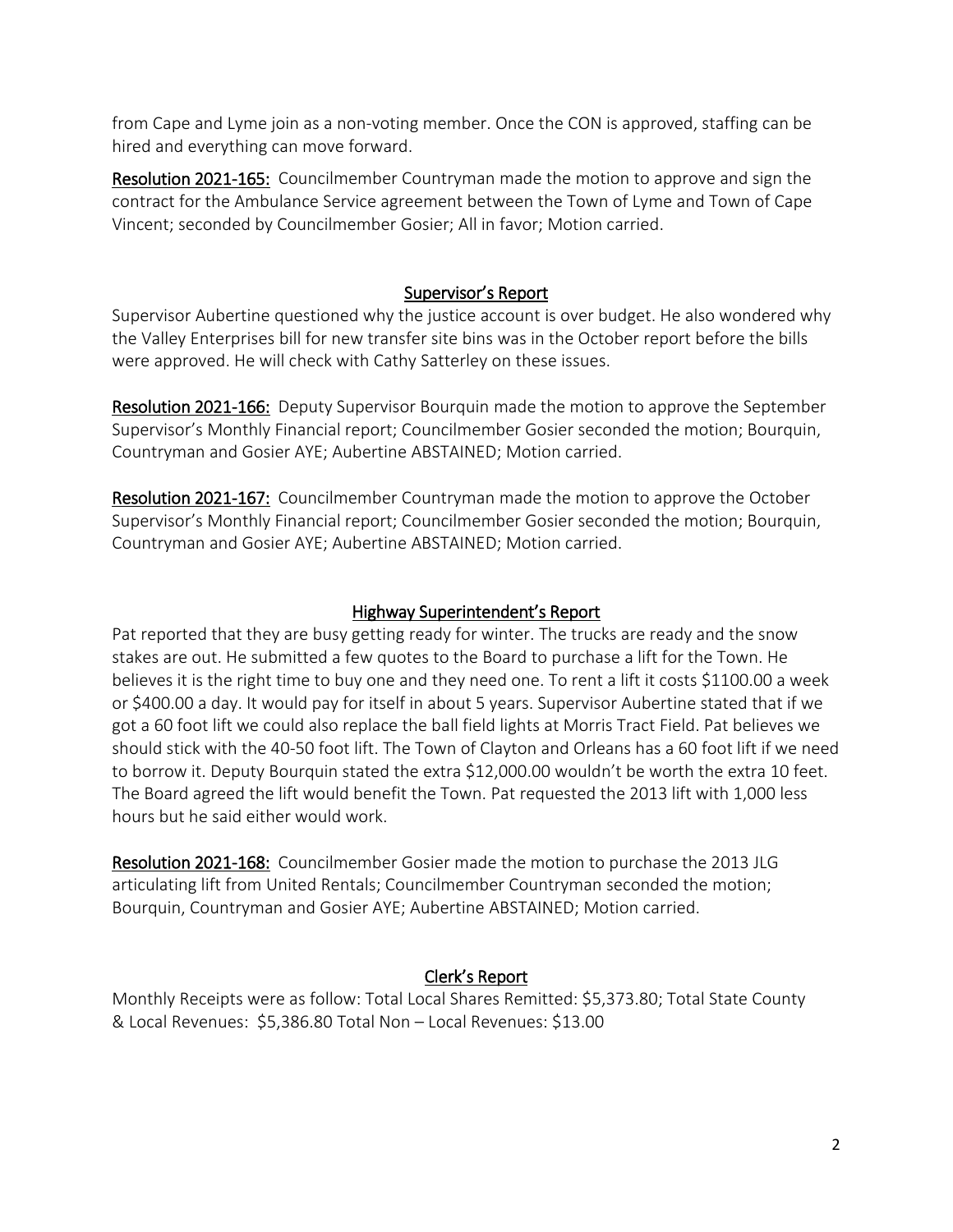from Cape and Lyme join as a non-voting member. Once the CON is approved, staffing can be hired and everything can move forward.

**Resolution 2021-165:** Councilmember Countryman made the motion to approve and sign the contract for the Ambulance Service agreement between the Town of Lyme and Town of Cape Vincent; seconded by Councilmember Gosier; All in favor; Motion carried.

## Supervisor's Report

Supervisor Aubertine questioned why the justice account is over budget. He also wondered why the Valley Enterprises bill for new transfer site bins was in the October report before the bills were approved. He will check with Cathy Satterley on these issues.

**Resolution 2021-166:** Deputy Supervisor Bourquin made the motion to approve the September Supervisor's Monthly Financial report; Councilmember Gosier seconded the motion; Bourquin, Countryman and Gosier AYE; Aubertine ABSTAINED; Motion carried.

**Resolution 2021-167:** Councilmember Countryman made the motion to approve the October Supervisor's Monthly Financial report; Councilmember Gosier seconded the motion; Bourquin, Countryman and Gosier AYE; Aubertine ABSTAINED; Motion carried.

## Highway Superintendent's Report

Pat reported that they are busy getting ready for winter. The trucks are ready and the snow stakes are out. He submitted a few quotes to the Board to purchase a lift for the Town. He believes it is the right time to buy one and they need one. To rent a lift it costs $1100.00 a week or $400.00 a day. It would pay for itself in about 5 years. Supervisor Aubertine stated that if we got a 60 foot lift we could also replace the ball field lights at Morris Tract Field. Pat believes we should stick with the 40-50 foot lift. The Town of Clayton and Orleans has a 60 foot lift if we need to borrow it. Deputy Bourquin stated the extra $12,000.00 wouldn't be worth the extra 10 feet. The Board agreed the lift would benefit the Town. Pat requested the 2013 lift with 1,000 less hours but he said either would work.

**Resolution 2021-168:** Councilmember Gosier made the motion to purchase the 2013 JLG articulating lift from United Rentals; Councilmember Countryman seconded the motion; Bourquin, Countryman and Gosier AYE; Aubertine ABSTAINED; Motion carried.

## Clerk's Report

Monthly Receipts were as follow: Total Local Shares Remitted: $5,373.80; Total State County & Local Revenues: $5,386.80 Total Non – Local Revenues: $13.00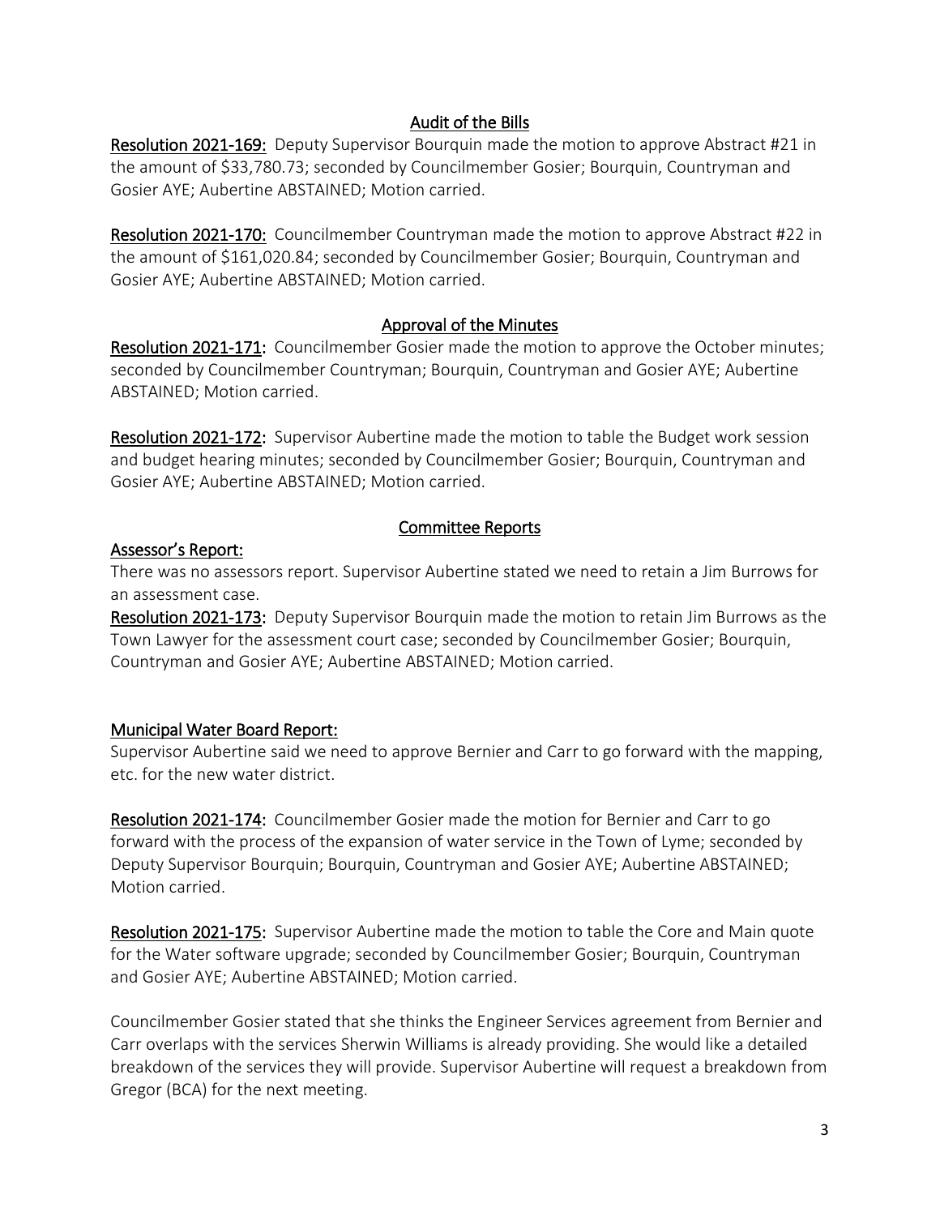## Audit of the Bills

**Resolution 2021-169:** Deputy Supervisor Bourquin made the motion to approve Abstract #21 in the amount of $33,780.73; seconded by Councilmember Gosier; Bourquin, Countryman and Gosier AYE; Aubertine ABSTAINED; Motion carried.

**Resolution 2021-170:** Councilmember Countryman made the motion to approve Abstract #22 in the amount of $161,020.84; seconded by Councilmember Gosier; Bourquin, Countryman and Gosier AYE; Aubertine ABSTAINED; Motion carried.

## Approval of the Minutes

**Resolution 2021-171:** Councilmember Gosier made the motion to approve the October minutes; seconded by Councilmember Countryman; Bourquin, Countryman and Gosier AYE; Aubertine ABSTAINED; Motion carried.

**Resolution 2021-172:** Supervisor Aubertine made the motion to table the Budget work session and budget hearing minutes; seconded by Councilmember Gosier; Bourquin, Countryman and Gosier AYE; Aubertine ABSTAINED; Motion carried.

## Committee Reports

### Assessor's Report:

There was no assessors report. Supervisor Aubertine stated we need to retain a Jim Burrows for an assessment case.

**Resolution 2021-173:** Deputy Supervisor Bourquin made the motion to retain Jim Burrows as the Town Lawyer for the assessment court case; seconded by Councilmember Gosier; Bourquin, Countryman and Gosier AYE; Aubertine ABSTAINED; Motion carried.

### Municipal Water Board Report:

Supervisor Aubertine said we need to approve Bernier and Carr to go forward with the mapping, etc. for the new water district.

**Resolution 2021-174:** Councilmember Gosier made the motion for Bernier and Carr to go forward with the process of the expansion of water service in the Town of Lyme; seconded by Deputy Supervisor Bourquin; Bourquin, Countryman and Gosier AYE; Aubertine ABSTAINED; Motion carried.

**Resolution 2021-175:** Supervisor Aubertine made the motion to table the Core and Main quote for the Water software upgrade; seconded by Councilmember Gosier; Bourquin, Countryman and Gosier AYE; Aubertine ABSTAINED; Motion carried.

Councilmember Gosier stated that she thinks the Engineer Services agreement from Bernier and Carr overlaps with the services Sherwin Williams is already providing. She would like a detailed breakdown of the services they will provide. Supervisor Aubertine will request a breakdown from Gregor (BCA) for the next meeting.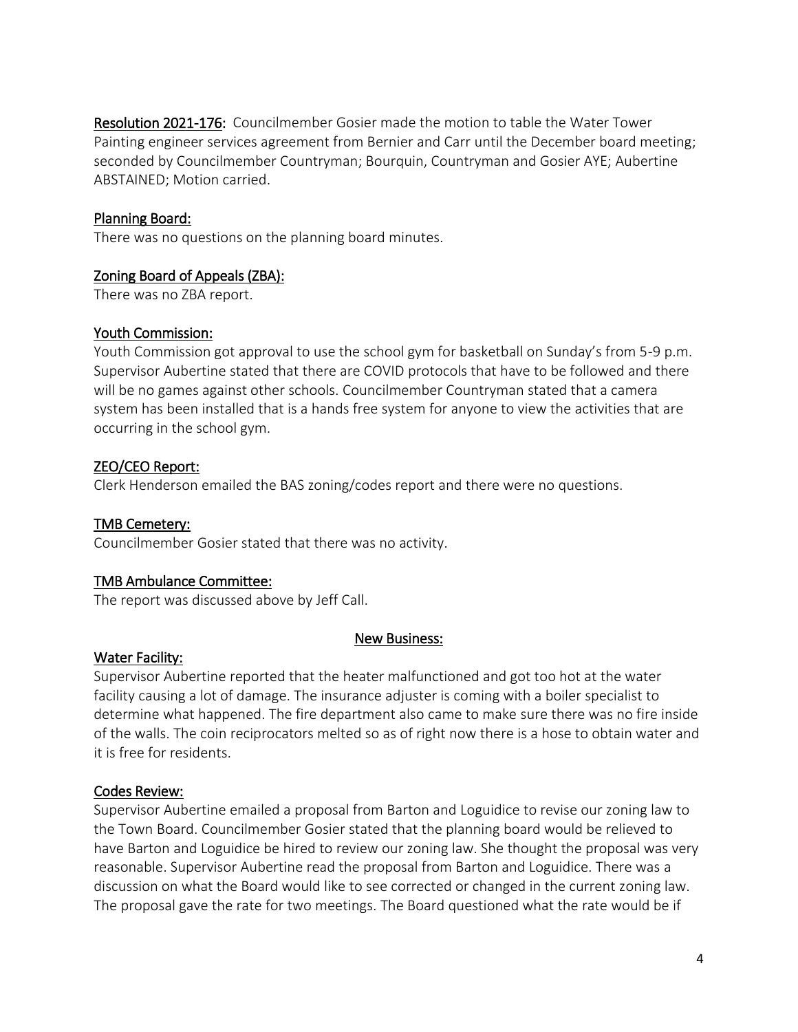**Resolution 2021-176:** Councilmember Gosier made the motion to table the Water Tower Painting engineer services agreement from Bernier and Carr until the December board meeting; seconded by Councilmember Countryman; Bourquin, Countryman and Gosier AYE; Aubertine ABSTAINED; Motion carried.

**Planning Board:**

There was no questions on the planning board minutes.

**Zoning Board of Appeals (ZBA):**

There was no ZBA report.

**Youth Commission:**

Youth Commission got approval to use the school gym for basketball on Sunday's from 5-9 p.m. Supervisor Aubertine stated that there are COVID protocols that have to be followed and there will be no games against other schools. Councilmember Countryman stated that a camera system has been installed that is a hands free system for anyone to view the activities that are occurring in the school gym.

**ZEO/CEO Report:**

Clerk Henderson emailed the BAS zoning/codes report and there were no questions.

**TMB Cemetery:**

Councilmember Gosier stated that there was no activity.

**TMB Ambulance Committee:**

The report was discussed above by Jeff Call.

## New Business:

**Water Facility:**

Supervisor Aubertine reported that the heater malfunctioned and got too hot at the water facility causing a lot of damage. The insurance adjuster is coming with a boiler specialist to determine what happened. The fire department also came to make sure there was no fire inside of the walls. The coin reciprocators melted so as of right now there is a hose to obtain water and it is free for residents.

**Codes Review:**

Supervisor Aubertine emailed a proposal from Barton and Loguidice to revise our zoning law to the Town Board. Councilmember Gosier stated that the planning board would be relieved to have Barton and Loguidice be hired to review our zoning law. She thought the proposal was very reasonable. Supervisor Aubertine read the proposal from Barton and Loguidice. There was a discussion on what the Board would like to see corrected or changed in the current zoning law. The proposal gave the rate for two meetings. The Board questioned what the rate would be if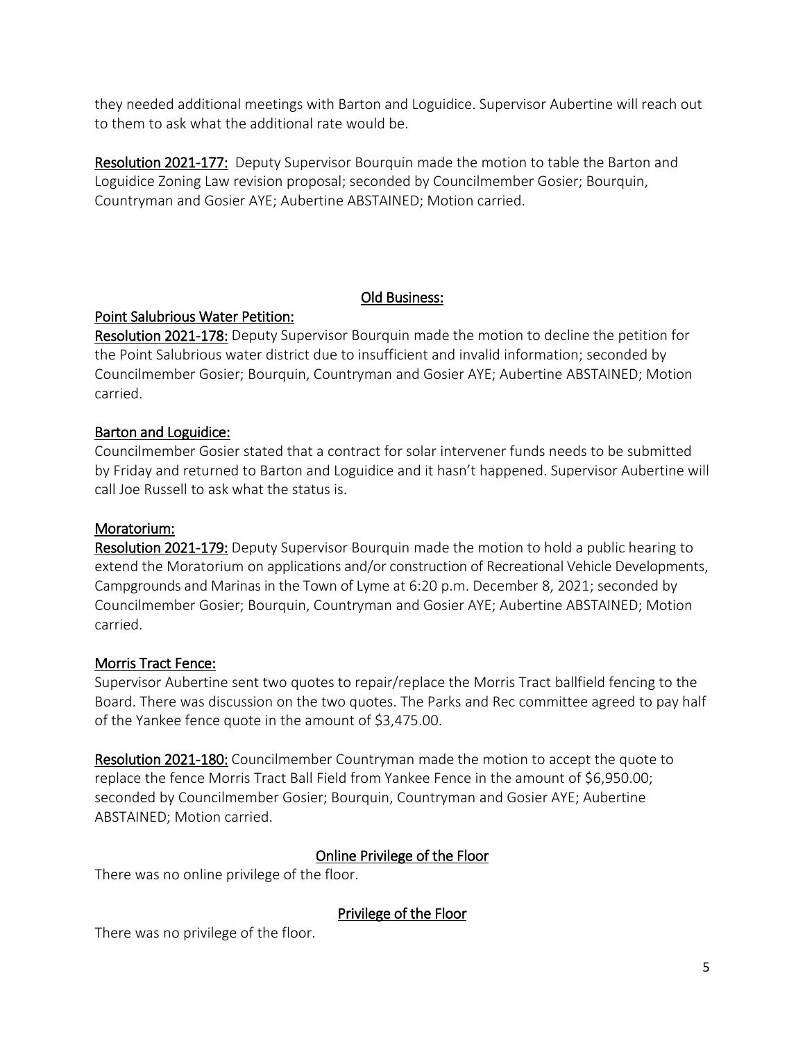they needed additional meetings with Barton and Loguidice. Supervisor Aubertine will reach out to them to ask what the additional rate would be.

**Resolution 2021-177:** Deputy Supervisor Bourquin made the motion to table the Barton and Loguidice Zoning Law revision proposal; seconded by Councilmember Gosier; Bourquin, Countryman and Gosier AYE; Aubertine ABSTAINED; Motion carried.

## Old Business:

### Point Salubrious Water Petition:

**Resolution 2021-178:** Deputy Supervisor Bourquin made the motion to decline the petition for the Point Salubrious water district due to insufficient and invalid information; seconded by Councilmember Gosier; Bourquin, Countryman and Gosier AYE; Aubertine ABSTAINED; Motion carried.

### Barton and Loguidice:

Councilmember Gosier stated that a contract for solar intervener funds needs to be submitted by Friday and returned to Barton and Loguidice and it hasn't happened. Supervisor Aubertine will call Joe Russell to ask what the status is.

### Moratorium:

**Resolution 2021-179:** Deputy Supervisor Bourquin made the motion to hold a public hearing to extend the Moratorium on applications and/or construction of Recreational Vehicle Developments, Campgrounds and Marinas in the Town of Lyme at 6:20 p.m. December 8, 2021; seconded by Councilmember Gosier; Bourquin, Countryman and Gosier AYE; Aubertine ABSTAINED; Motion carried.

### Morris Tract Fence:

Supervisor Aubertine sent two quotes to repair/replace the Morris Tract ballfield fencing to the Board. There was discussion on the two quotes. The Parks and Rec committee agreed to pay half of the Yankee fence quote in the amount of $3,475.00.

**Resolution 2021-180:** Councilmember Countryman made the motion to accept the quote to replace the fence Morris Tract Ball Field from Yankee Fence in the amount of $6,950.00; seconded by Councilmember Gosier; Bourquin, Countryman and Gosier AYE; Aubertine ABSTAINED; Motion carried.

## Online Privilege of the Floor

There was no online privilege of the floor.

## Privilege of the Floor

There was no privilege of the floor.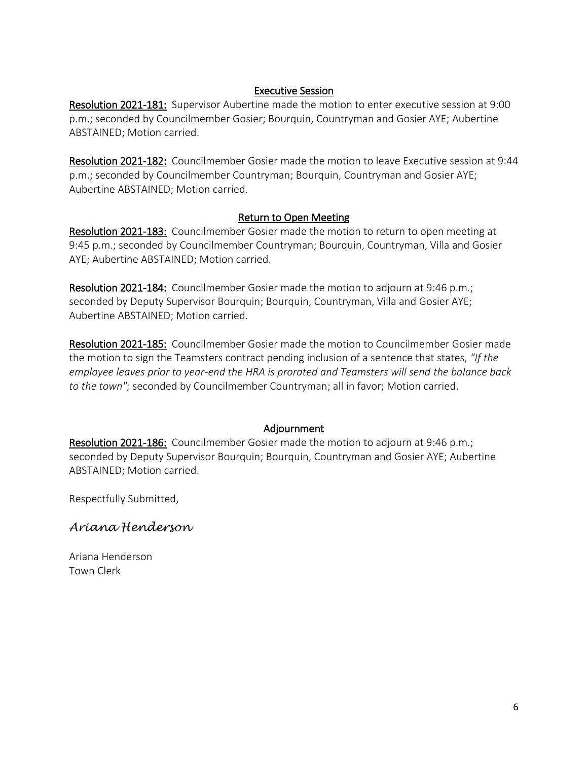## Executive Session

**Resolution 2021-181:** Supervisor Aubertine made the motion to enter executive session at 9:00 p.m.; seconded by Councilmember Gosier; Bourquin, Countryman and Gosier AYE; Aubertine ABSTAINED; Motion carried.

**Resolution 2021-182:** Councilmember Gosier made the motion to leave Executive session at 9:44 p.m.; seconded by Councilmember Countryman; Bourquin, Countryman and Gosier AYE; Aubertine ABSTAINED; Motion carried.

## Return to Open Meeting

**Resolution 2021-183:** Councilmember Gosier made the motion to return to open meeting at 9:45 p.m.; seconded by Councilmember Countryman; Bourquin, Countryman, Villa and Gosier AYE; Aubertine ABSTAINED; Motion carried.

**Resolution 2021-184:** Councilmember Gosier made the motion to adjourn at 9:46 p.m.; seconded by Deputy Supervisor Bourquin; Bourquin, Countryman, Villa and Gosier AYE; Aubertine ABSTAINED; Motion carried.

**Resolution 2021-185:** Councilmember Gosier made the motion to Councilmember Gosier made the motion to sign the Teamsters contract pending inclusion of a sentence that states, *"If the employee leaves prior to year-end the HRA is prorated and Teamsters will send the balance back to the town";* seconded by Councilmember Countryman; all in favor; Motion carried.

## Adjournment

**Resolution 2021-186:** Councilmember Gosier made the motion to adjourn at 9:46 p.m.; seconded by Deputy Supervisor Bourquin; Bourquin, Countryman and Gosier AYE; Aubertine ABSTAINED; Motion carried.

Respectfully Submitted,

*Ariana Henderson*

Ariana Henderson
Town Clerk